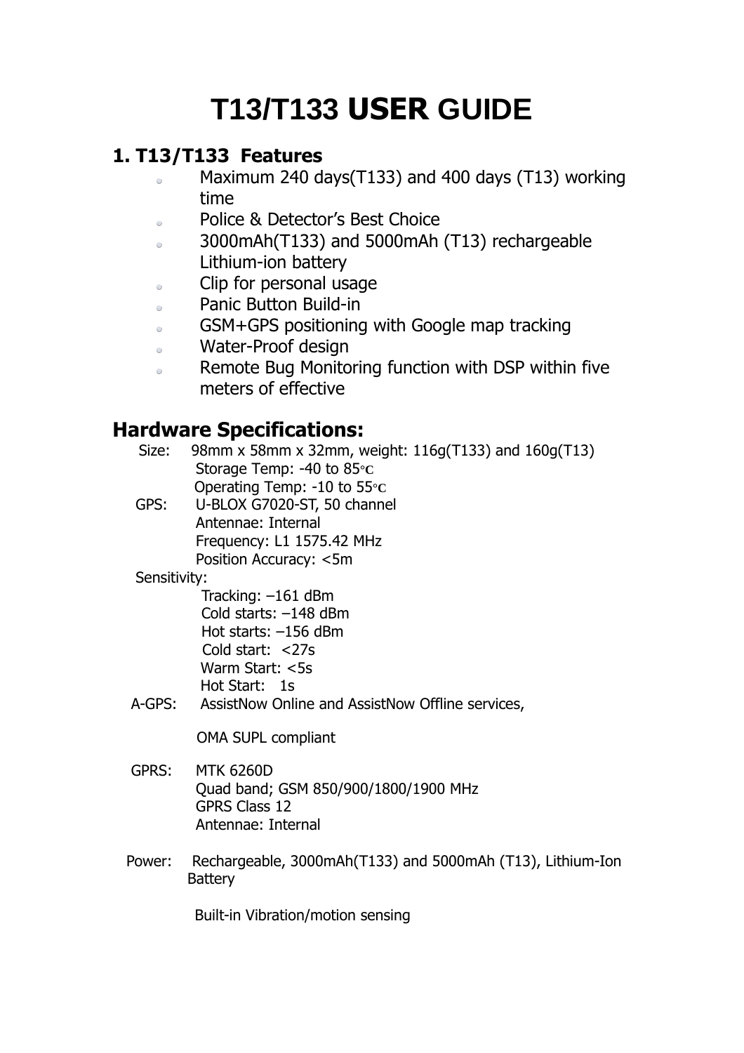# T13/T133 USER GUIDE

## 1. T13/T133 Features

- Maximum 240 days(T133) and 400 days (T13) working time
- Police & Detector's Best Choice
- 3000mAh(T133) and 5000mAh (T13) rechargeable Lithium-ion battery
- Clip for personal usage
- Panic Button Build-in
- GSM+GPS positioning with Google map tracking
- Water-Proof design
- Remote Bug Monitoring function with DSP within five meters of effective

## Hardware Specifications:

Size: 98mm x 58mm x 32mm, weight: 116g(T133) and 160g(T13)
Storage Temp: -40 to 85°C
Operating Temp: -10 to 55°C

GPS: U-BLOX G7020-ST, 50 channel
Antennae: Internal
Frequency: L1 1575.42 MHz
Position Accuracy: <5m

Sensitivity:
Tracking: –161 dBm
Cold starts: –148 dBm
Hot starts: –156 dBm
Cold start: <27s
Warm Start: <5s
Hot Start: 1s

A-GPS: AssistNow Online and AssistNow Offline services,

OMA SUPL compliant

GPRS: MTK 6260D
Quad band; GSM 850/900/1800/1900 MHz
GPRS Class 12
Antennae: Internal

Power: Rechargeable, 3000mAh(T133) and 5000mAh (T13), Lithium-Ion Battery

Built-in Vibration/motion sensing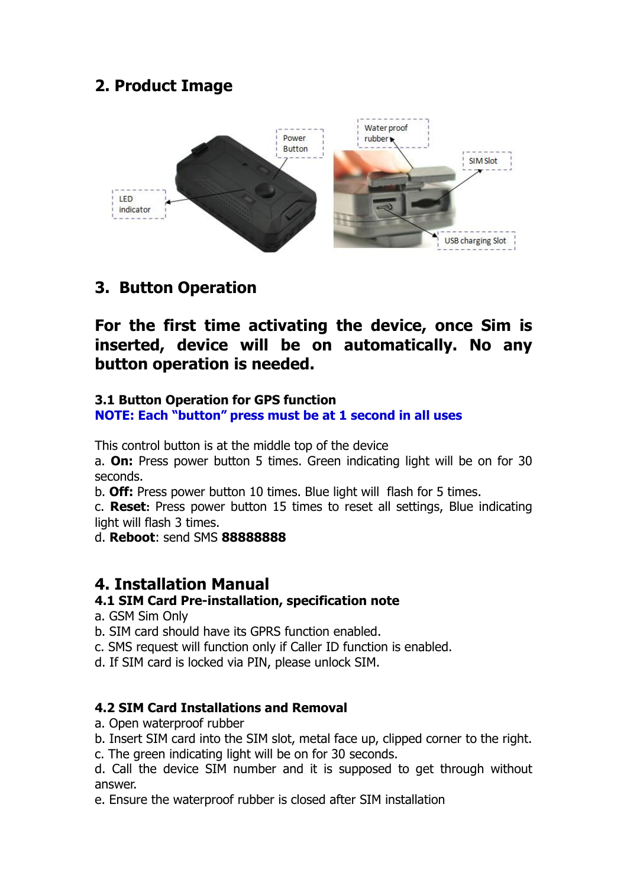## 2. Product Image

## 3. Button Operation

**For the first time activating the device, once Sim is inserted, device will be on automatically. No any button operation is needed.**

### 3.1 Button Operation for GPS function

**NOTE: Each "button" press must be at 1 second in all uses**

This control button is at the middle top of the device

a. **On:** Press power button 5 times. Green indicating light will be on for 30 seconds.

b. **Off:** Press power button 10 times. Blue light will flash for 5 times.

c. **Reset:** Press power button 15 times to reset all settings, Blue indicating light will flash 3 times.

d. **Reboot**: send SMS **88888888**

## 4. Installation Manual

### 4.1 SIM Card Pre-installation, specification note

a. GSM Sim Only

b. SIM card should have its GPRS function enabled.

c. SMS request will function only if Caller ID function is enabled.

d. If SIM card is locked via PIN, please unlock SIM.

### 4.2 SIM Card Installations and Removal

a. Open waterproof rubber

b. Insert SIM card into the SIM slot, metal face up, clipped corner to the right.

c. The green indicating light will be on for 30 seconds.

d. Call the device SIM number and it is supposed to get through without answer.

e. Ensure the waterproof rubber is closed after SIM installation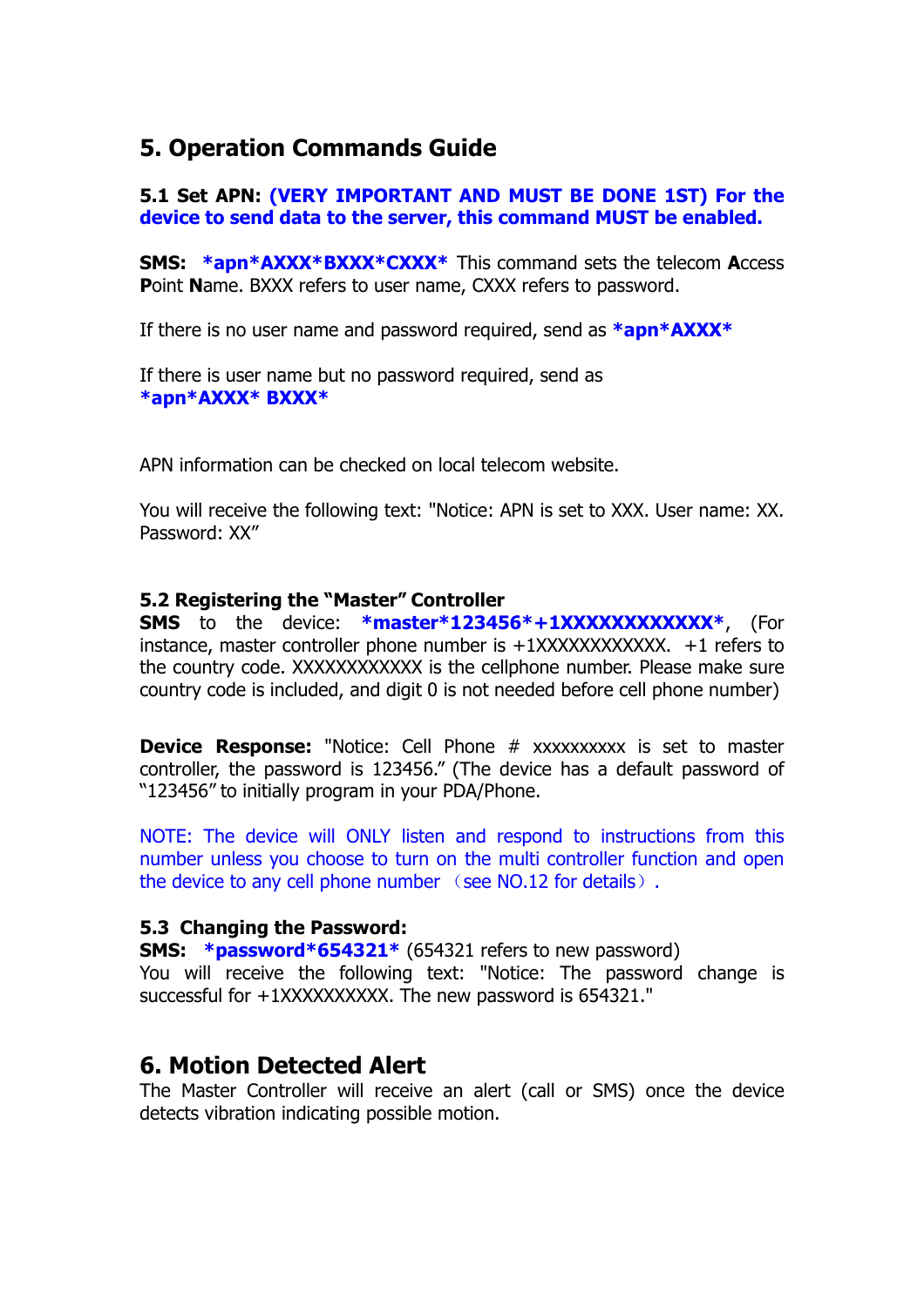# 5. Operation Commands Guide

**5.1 Set APN: (VERY IMPORTANT AND MUST BE DONE 1ST) For the device to send data to the server, this command MUST be enabled.**

**SMS:** ***apn*AXXX*BXXX*CXXX*** This command sets the telecom **A**ccess **P**oint **N**ame. BXXX refers to user name, CXXX refers to password.

If there is no user name and password required, send as ***apn*AXXX***

If there is user name but no password required, send as
***apn*AXXX* BXXX***

APN information can be checked on local telecom website.

You will receive the following text: "Notice: APN is set to XXX. User name: XX. Password: XX"

**5.2 Registering the "Master" Controller**
**SMS** to the device: ***master*123456*+1XXXXXXXXXXXX***, (For instance, master controller phone number is +1XXXXXXXXXXXX. +1 refers to the country code. XXXXXXXXXXXX is the cellphone number. Please make sure country code is included, and digit 0 is not needed before cell phone number)

**Device Response:** "Notice: Cell Phone # xxxxxxxxxx is set to master controller, the password is 123456." (The device has a default password of "123456" to initially program in your PDA/Phone.

NOTE: The device will ONLY listen and respond to instructions from this number unless you choose to turn on the multi controller function and open the device to any cell phone number （see NO.12 for details）.

**5.3 Changing the Password:**
**SMS:** ***password*654321*** (654321 refers to new password)
You will receive the following text: "Notice: The password change is successful for +1XXXXXXXXXX. The new password is 654321."

# 6. Motion Detected Alert

The Master Controller will receive an alert (call or SMS) once the device detects vibration indicating possible motion.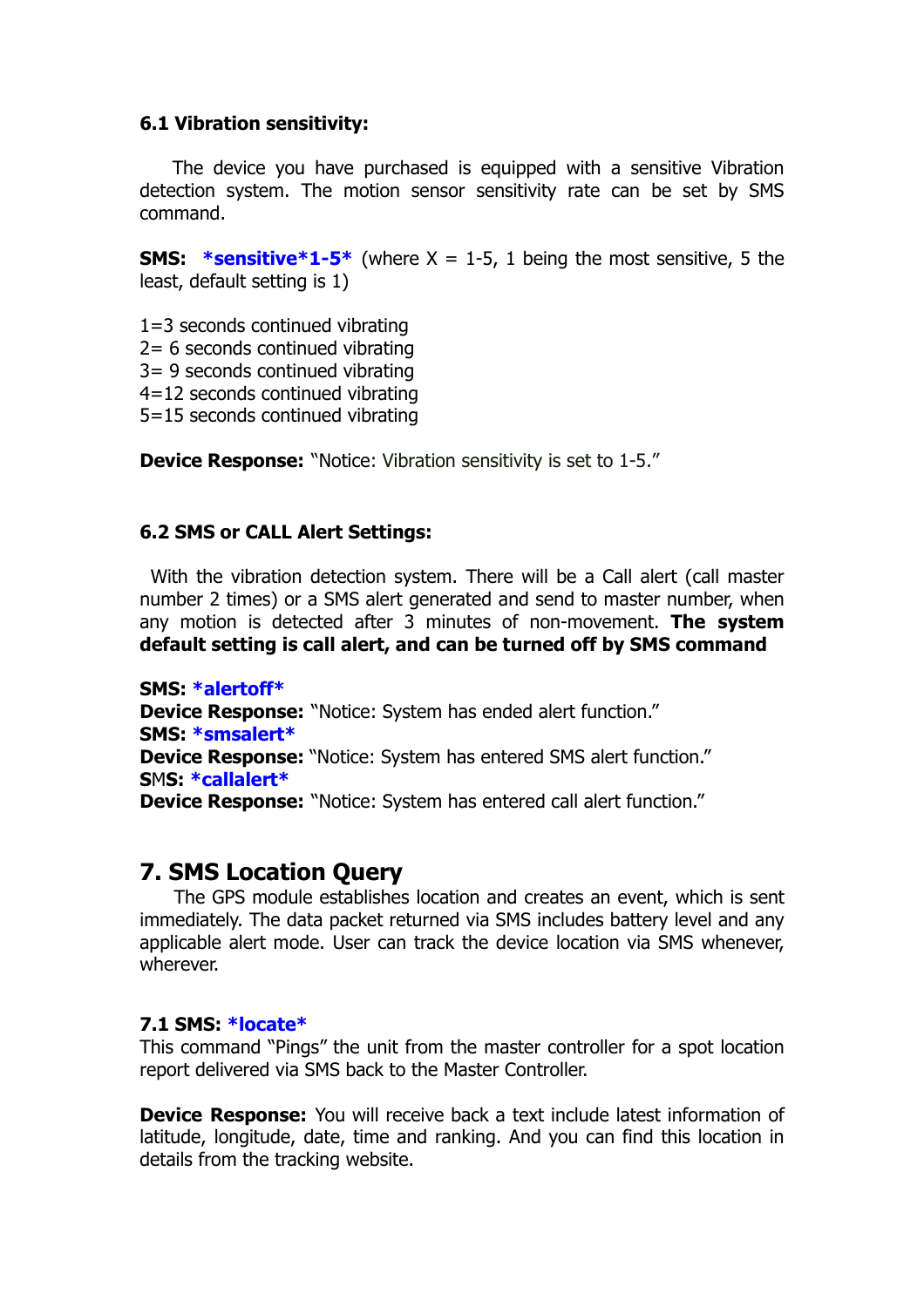### 6.1 Vibration sensitivity:

The device you have purchased is equipped with a sensitive Vibration detection system. The motion sensor sensitivity rate can be set by SMS command.

**SMS:** **\*sensitive\*1-5\*** (where X = 1-5, 1 being the most sensitive, 5 the least, default setting is 1)

1=3 seconds continued vibrating
2= 6 seconds continued vibrating
3= 9 seconds continued vibrating
4=12 seconds continued vibrating
5=15 seconds continued vibrating

**Device Response:** "Notice: Vibration sensitivity is set to 1-5."

### 6.2 SMS or CALL Alert Settings:

With the vibration detection system. There will be a Call alert (call master number 2 times) or a SMS alert generated and send to master number, when any motion is detected after 3 minutes of non-movement. **The system default setting is call alert, and can be turned off by SMS command**

**SMS: \*alertoff\***
**Device Response:** "Notice: System has ended alert function."
**SMS: \*smsalert\***
**Device Response:** "Notice: System has entered SMS alert function."
**SMS: \*callalert\***
**Device Response:** "Notice: System has entered call alert function."

## 7. SMS Location Query

The GPS module establishes location and creates an event, which is sent immediately. The data packet returned via SMS includes battery level and any applicable alert mode. User can track the device location via SMS whenever, wherever.

### 7.1 SMS: *locate*

This command "Pings" the unit from the master controller for a spot location report delivered via SMS back to the Master Controller.

**Device Response:** You will receive back a text include latest information of latitude, longitude, date, time and ranking. And you can find this location in details from the tracking website.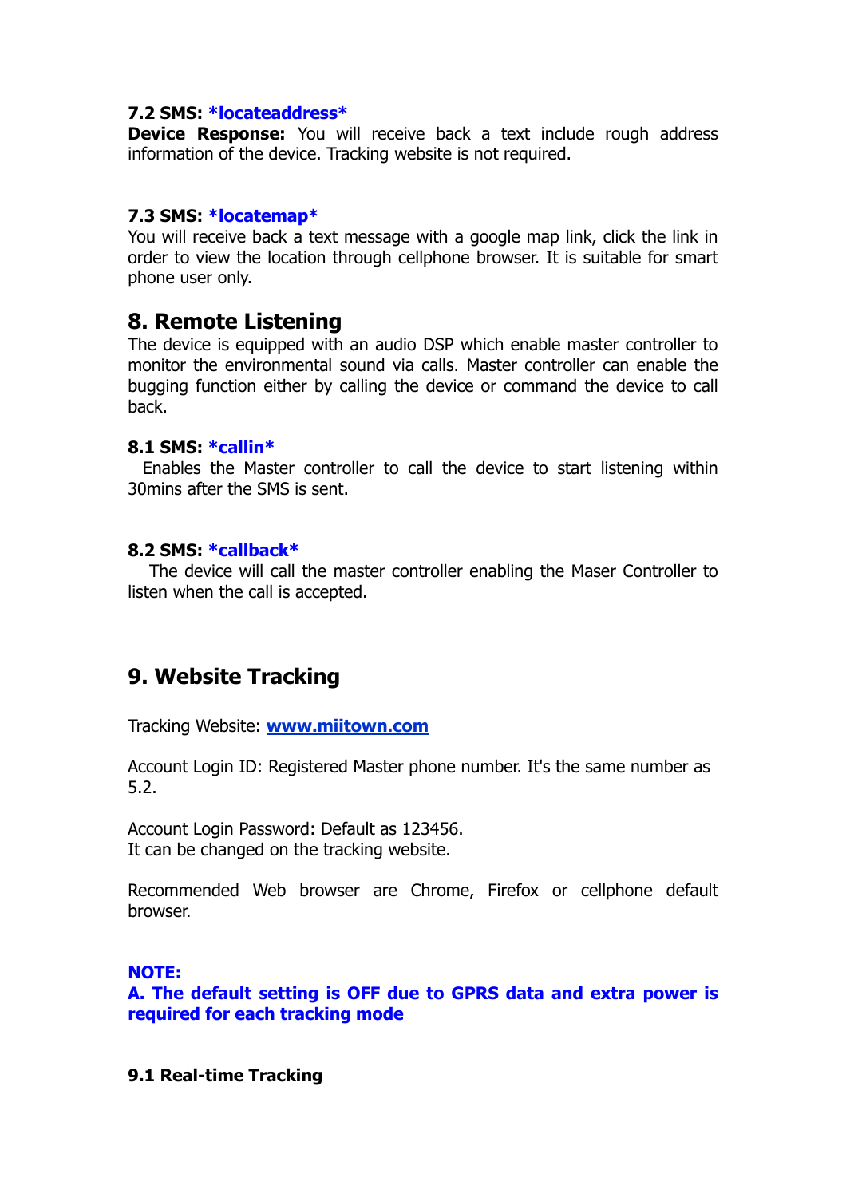**7.2 SMS: *locateaddress***

**Device Response:** You will receive back a text include rough address information of the device. Tracking website is not required.

**7.3 SMS: *locatemap***

You will receive back a text message with a google map link, click the link in order to view the location through cellphone browser. It is suitable for smart phone user only.

## 8. Remote Listening

The device is equipped with an audio DSP which enable master controller to monitor the environmental sound via calls. Master controller can enable the bugging function either by calling the device or command the device to call back.

**8.1 SMS: *callin***

Enables the Master controller to call the device to start listening within 30mins after the SMS is sent.

**8.2 SMS: *callback***

The device will call the master controller enabling the Maser Controller to listen when the call is accepted.

## 9. Website Tracking

Tracking Website: **www.miitown.com**

Account Login ID: Registered Master phone number. It's the same number as 5.2.

Account Login Password: Default as 123456.
It can be changed on the tracking website.

Recommended Web browser are Chrome, Firefox or cellphone default browser.

**NOTE:**
**A. The default setting is OFF due to GPRS data and extra power is required for each tracking mode**

**9.1 Real-time Tracking**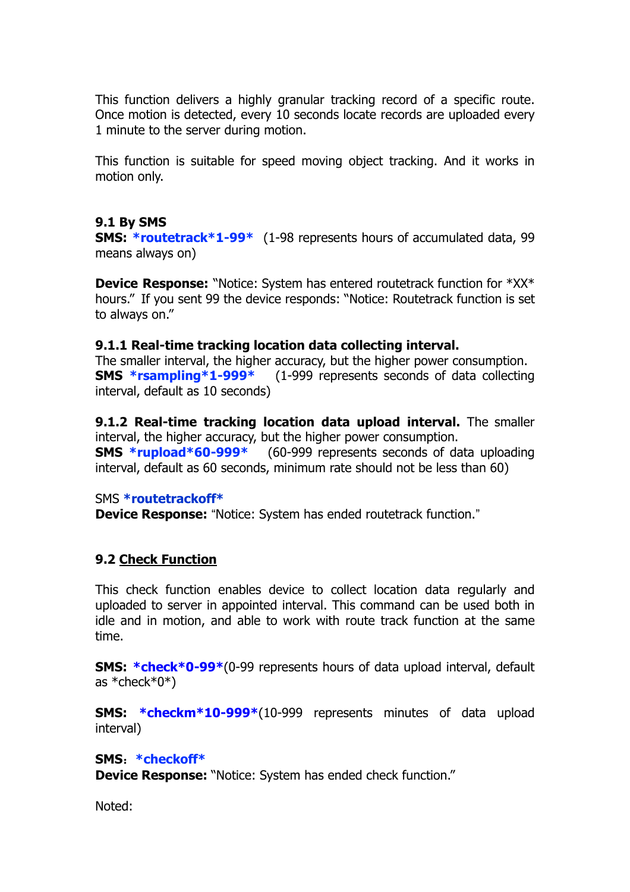This function delivers a highly granular tracking record of a specific route. Once motion is detected, every 10 seconds locate records are uploaded every 1 minute to the server during motion.

This function is suitable for speed moving object tracking. And it works in motion only.

### 9.1 By SMS

**SMS: *routetrack*1-99*** (1-98 represents hours of accumulated data, 99 means always on)

**Device Response:** "Notice: System has entered routetrack function for *XX* hours." If you sent 99 the device responds: "Notice: Routetrack function is set to always on."

#### 9.1.1 Real-time tracking location data collecting interval.

The smaller interval, the higher accuracy, but the higher power consumption.
**SMS *rsampling*1-999*** (1-999 represents seconds of data collecting interval, default as 10 seconds)

**9.1.2 Real-time tracking location data upload interval.** The smaller interval, the higher accuracy, but the higher power consumption.
**SMS *rupload*60-999*** (60-999 represents seconds of data uploading interval, default as 60 seconds, minimum rate should not be less than 60)

SMS ***routetrackoff***
**Device Response:** "Notice: System has ended routetrack function."

### 9.2 Check Function

This check function enables device to collect location data regularly and uploaded to server in appointed interval. This command can be used both in idle and in motion, and able to work with route track function at the same time.

**SMS: *check*0-99***(0-99 represents hours of data upload interval, default as *check*0*)

**SMS: *checkm*10-999***(10-999 represents minutes of data upload interval)

**SMS**: ***checkoff***
**Device Response:** "Notice: System has ended check function."

Noted: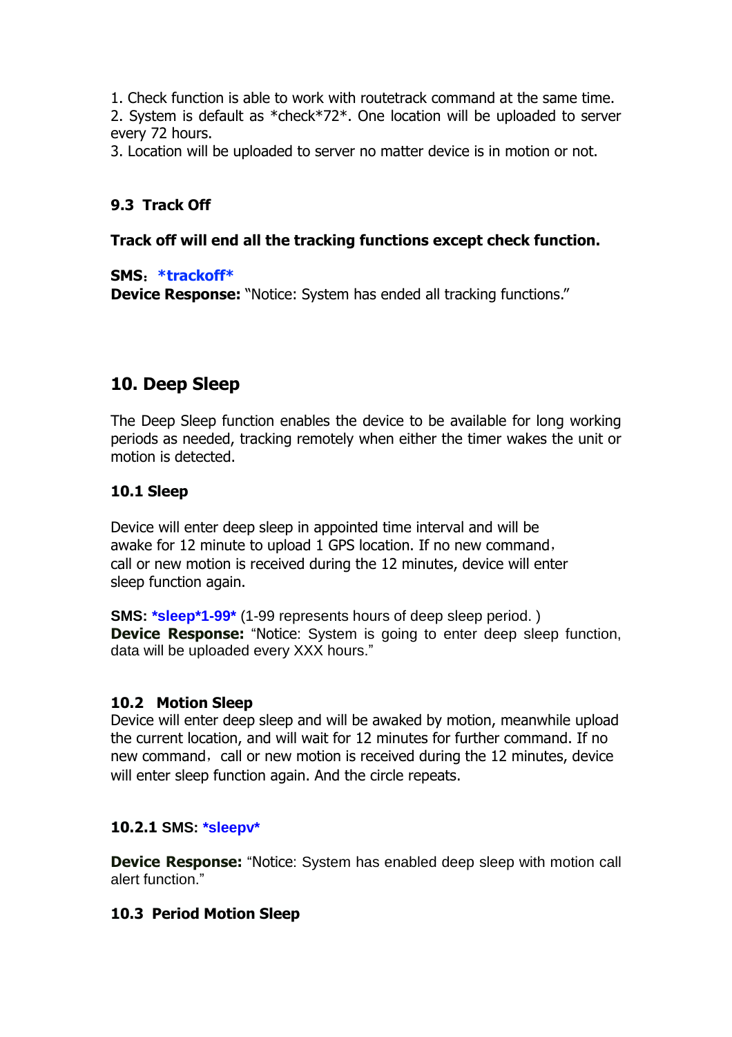1. Check function is able to work with routetrack command at the same time.
2. System is default as *check*72*. One location will be uploaded to server every 72 hours.
3. Location will be uploaded to server no matter device is in motion or not.

### 9.3 Track Off

**Track off will end all the tracking functions except check function.**

**SMS**：**\*trackoff\***
**Device Response:** “Notice: System has ended all tracking functions.”

## 10. Deep Sleep

The Deep Sleep function enables the device to be available for long working periods as needed, tracking remotely when either the timer wakes the unit or motion is detected.

### 10.1 Sleep

Device will enter deep sleep in appointed time interval and will be awake for 12 minute to upload 1 GPS location. If no new command，call or new motion is received during the 12 minutes, device will enter sleep function again.

**SMS: \*sleep\*1-99\*** (1-99 represents hours of deep sleep period. )
**Device Response:** “Notice: System is going to enter deep sleep function, data will be uploaded every XXX hours.”

### 10.2 Motion Sleep

Device will enter deep sleep and will be awaked by motion, meanwhile upload the current location, and will wait for 12 minutes for further command. If no new command，call or new motion is received during the 12 minutes, device will enter sleep function again. And the circle repeats.

#### 10.2.1 SMS: \*sleepv\*

**Device Response:** “Notice: System has enabled deep sleep with motion call alert function.”

### 10.3 Period Motion Sleep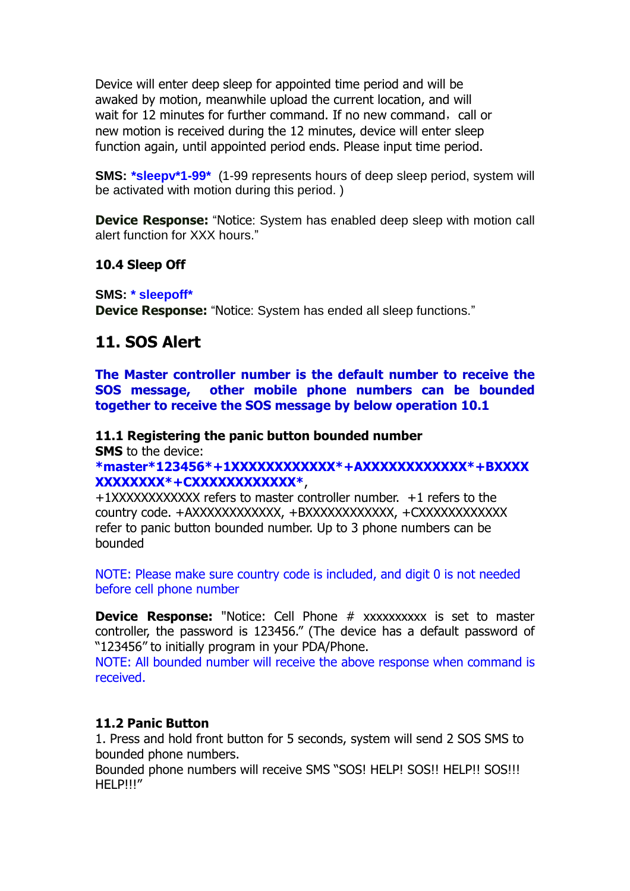Device will enter deep sleep for appointed time period and will be awaked by motion, meanwhile upload the current location, and will wait for 12 minutes for further command. If no new command，call or new motion is received during the 12 minutes, device will enter sleep function again, until appointed period ends. Please input time period.

**SMS: *sleepv*1-99*** (1-99 represents hours of deep sleep period, system will be activated with motion during this period. )

**Device Response:** “Notice: System has enabled deep sleep with motion call alert function for XXX hours.”

### 10.4 Sleep Off

**SMS: * sleepoff***

**Device Response:** “Notice: System has ended all sleep functions.”

## 11. SOS Alert

**The Master controller number is the default number to receive the SOS message, other mobile phone numbers can be bounded together to receive the SOS message by below operation 10.1**

### 11.1 Registering the panic button bounded number

**SMS** to the device:

***master*123456*+1XXXXXXXXXXXX*+AXXXXXXXXXXXX*+BXXXXXXXXXXXX*+CXXXXXXXXXXXX***,

+1XXXXXXXXXXXX refers to master controller number. +1 refers to the country code. +AXXXXXXXXXXXX, +BXXXXXXXXXXXX, +CXXXXXXXXXXXX refer to panic button bounded number. Up to 3 phone numbers can be bounded

NOTE: Please make sure country code is included, and digit 0 is not needed before cell phone number

**Device Response:** "Notice: Cell Phone # xxxxxxxxxx is set to master controller, the password is 123456.” (The device has a default password of “123456” to initially program in your PDA/Phone.

NOTE: All bounded number will receive the above response when command is received.

### 11.2 Panic Button

1. Press and hold front button for 5 seconds, system will send 2 SOS SMS to bounded phone numbers.

Bounded phone numbers will receive SMS “SOS! HELP! SOS!! HELP!! SOS!!! HELP!!!”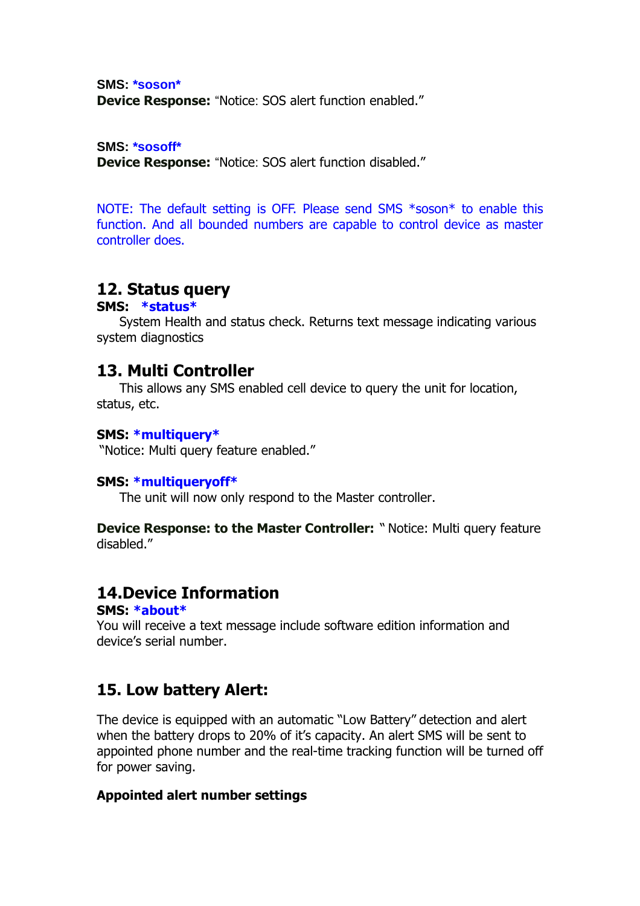**SMS:** ***soson***
**Device Response:** "Notice: SOS alert function enabled."

**SMS:** ***sosoff***
**Device Response:** "Notice: SOS alert function disabled."

NOTE: The default setting is OFF. Please send SMS *soson* to enable this function. And all bounded numbers are capable to control device as master controller does.

## 12. Status query

**SMS:** ***status***

System Health and status check. Returns text message indicating various system diagnostics

## 13. Multi Controller

This allows any SMS enabled cell device to query the unit for location, status, etc.

**SMS:** ***multiquery***

"Notice: Multi query feature enabled."

**SMS:** ***multiqueryoff***

The unit will now only respond to the Master controller.

**Device Response: to the Master Controller:** " Notice: Multi query feature disabled."

## 14.Device Information

**SMS:** ***about***

You will receive a text message include software edition information and device's serial number.

## 15. Low battery Alert:

The device is equipped with an automatic "Low Battery" detection and alert when the battery drops to 20% of it's capacity. An alert SMS will be sent to appointed phone number and the real-time tracking function will be turned off for power saving.

**Appointed alert number settings**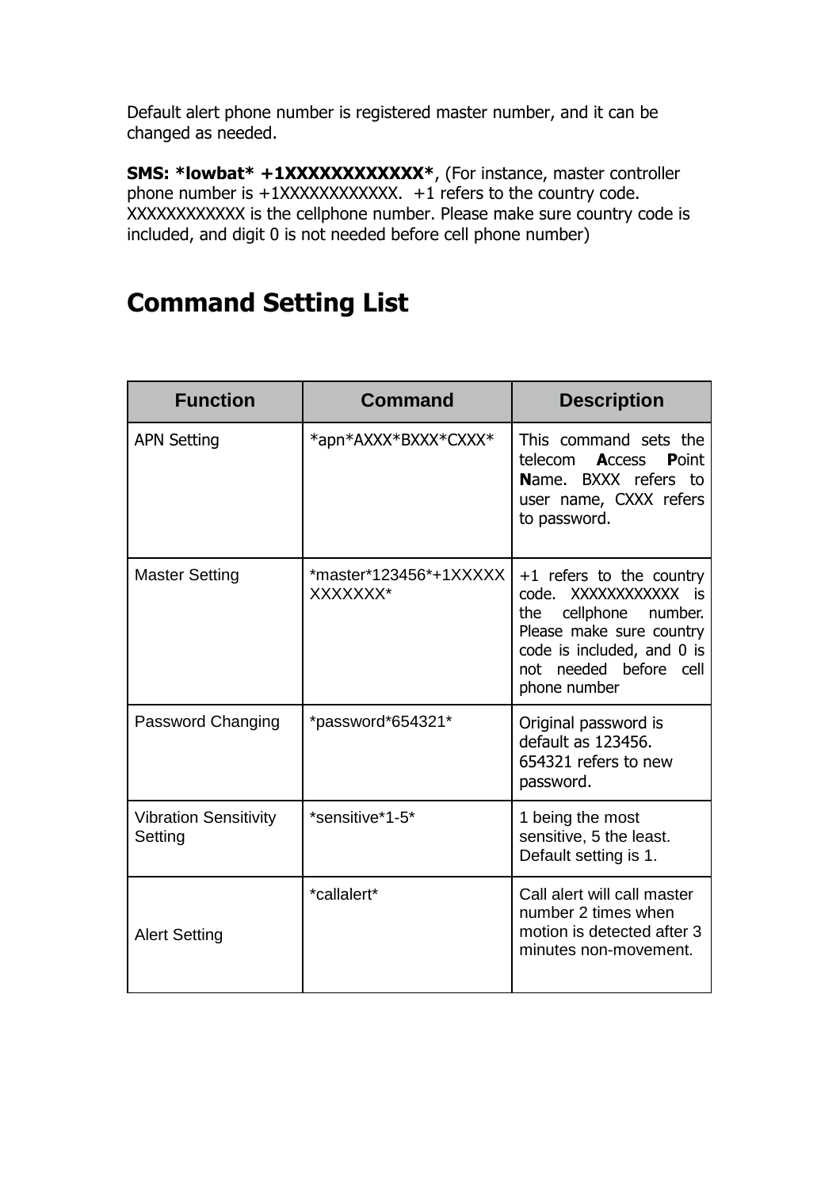Default alert phone number is registered master number, and it can be changed as needed.

**SMS: *lowbat* +1XXXXXXXXXXXX***, (For instance, master controller phone number is +1XXXXXXXXXXXX. +1 refers to the country code. XXXXXXXXXXXX is the cellphone number. Please make sure country code is included, and digit 0 is not needed before cell phone number)

# Command Setting List

| Function | Command | Description |
| --- | --- | --- |
| APN Setting | *apn*AXXX*BXXX*CXXX* | This command sets the telecom **A**ccess **P**oint **N**ame. BXXX refers to user name, CXXX refers to password. |
| Master Setting | *master*123456*+1XXXXXXXXXXXX* | +1 refers to the country code. XXXXXXXXXXXX is the cellphone number. Please make sure country code is included, and 0 is not needed before cell phone number |
| Password Changing | *password*654321* | Original password is default as 123456. 654321 refers to new password. |
| Vibration Sensitivity Setting | *sensitive*1-5* | 1 being the most sensitive, 5 the least. Default setting is 1. |
| Alert Setting | *callalert* | Call alert will call master number 2 times when motion is detected after 3 minutes non-movement. |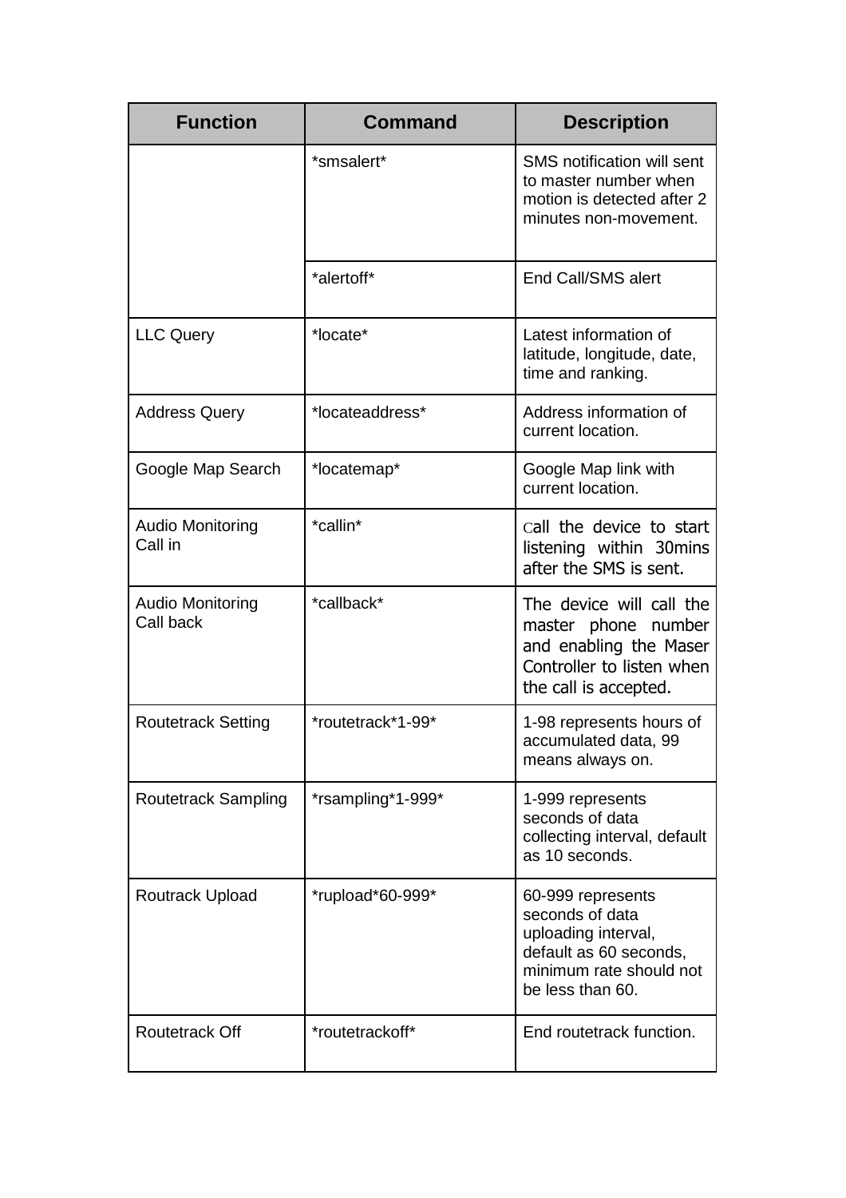| Function | Command | Description |
|---|---|---|
| | *smsalert* | SMS notification will sent to master number when motion is detected after 2 minutes non-movement. |
| | *alertoff* | End Call/SMS alert |
| LLC Query | *locate* | Latest information of latitude, longitude, date, time and ranking. |
| Address Query | *locateaddress* | Address information of current location. |
| Google Map Search | *locatemap* | Google Map link with current location. |
| Audio Monitoring Call in | *callin* | Call the device to start listening within 30mins after the SMS is sent. |
| Audio Monitoring Call back | *callback* | The device will call the master phone number and enabling the Maser Controller to listen when the call is accepted. |
| Routetrack Setting | *routetrack*1-99* | 1-98 represents hours of accumulated data, 99 means always on. |
| Routetrack Sampling | *rsampling*1-999* | 1-999 represents seconds of data collecting interval, default as 10 seconds. |
| Routrack Upload | *rupload*60-999* | 60-999 represents seconds of data uploading interval, default as 60 seconds, minimum rate should not be less than 60. |
| Routetrack Off | *routetrackoff* | End routetrack function. |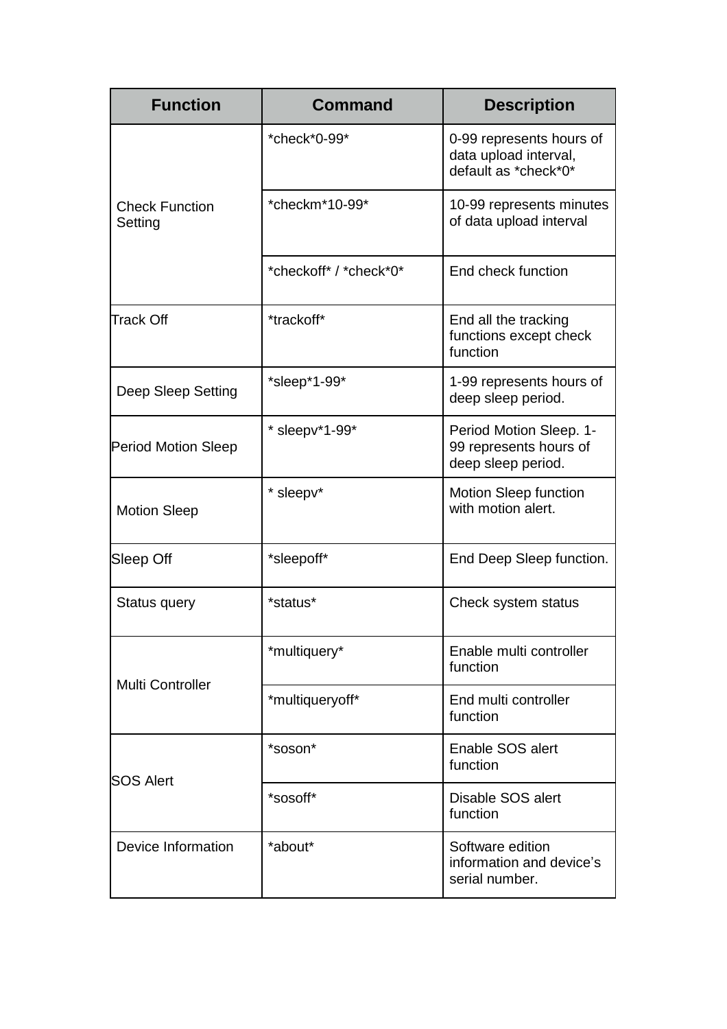| Function | Command | Description |
| --- | --- | --- |
| Check Function Setting | *check*0-99* | 0-99 represents hours of data upload interval, default as *check*0* |
| | *checkm*10-99* | 10-99 represents minutes of data upload interval |
| | *checkoff* / *check*0* | End check function |
| Track Off | *trackoff* | End all the tracking functions except check function |
| Deep Sleep Setting | *sleep*1-99* | 1-99 represents hours of deep sleep period. |
| Period Motion Sleep | * sleepv*1-99* | Period Motion Sleep. 1-99 represents hours of deep sleep period. |
| Motion Sleep | * sleepv* | Motion Sleep function with motion alert. |
| Sleep Off | *sleepoff* | End Deep Sleep function. |
| Status query | *status* | Check system status |
| Multi Controller | *multiquery* | Enable multi controller function |
| | *multiqueryoff* | End multi controller function |
| SOS Alert | *soson* | Enable SOS alert function |
| | *sosoff* | Disable SOS alert function |
| Device Information | *about* | Software edition information and device's serial number. |